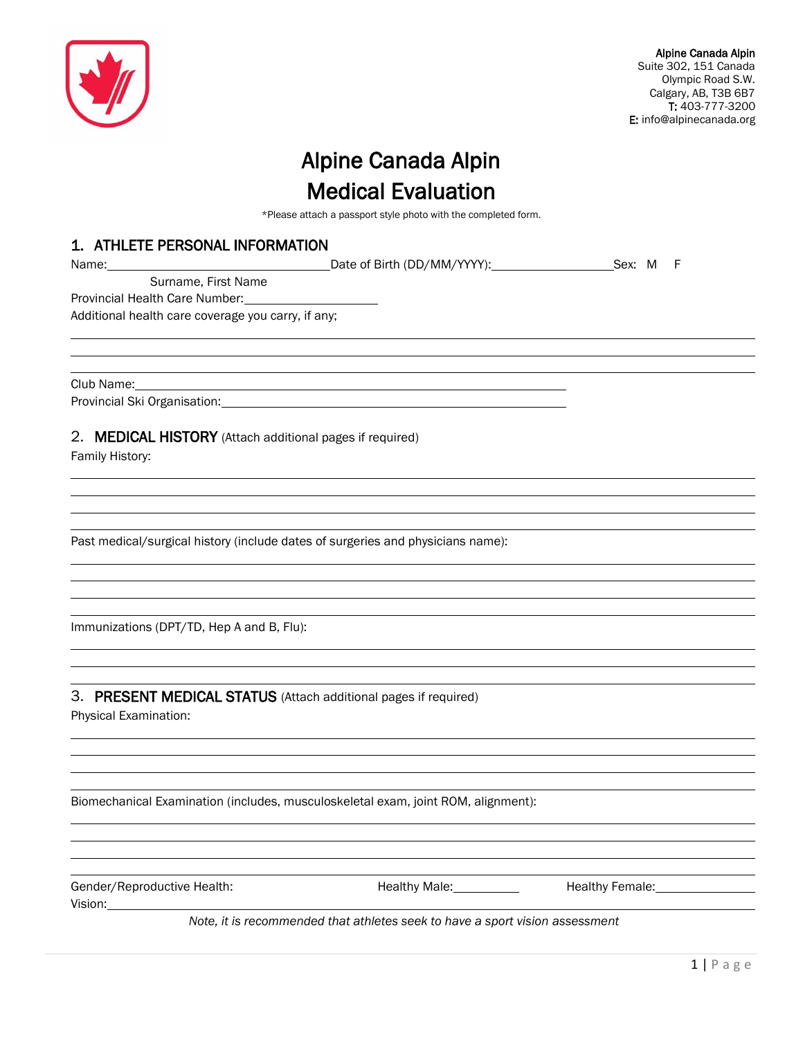Alpine Canada Alpin
Suite 302, 151 Canada Olympic Road S.W.
Calgary, AB, T3B 6B7
T: 403-777-3200
E: info@alpinecanada.org

# Alpine Canada Alpin
# Medical Evaluation

*Please attach a passport style photo with the completed form.

## 1. ATHLETE PERSONAL INFORMATION

Name:________________________________ Date of Birth (DD/MM/YYYY):__________________ Sex: M F

Surname, First Name

Provincial Health Care Number:____________________

Additional health care coverage you carry, if any;

_______________________________________________________________________________

_______________________________________________________________________________

_______________________________________________________________________________

Club Name:______________________________________________________________

Provincial Ski Organisation:______________________________________________________

## 2. MEDICAL HISTORY (Attach additional pages if required)

Family History:

_______________________________________________________________________________

_______________________________________________________________________________

_______________________________________________________________________________

_______________________________________________________________________________

Past medical/surgical history (include dates of surgeries and physicians name):

_______________________________________________________________________________

_______________________________________________________________________________

_______________________________________________________________________________

_______________________________________________________________________________

Immunizations (DPT/TD, Hep A and B, Flu):

_______________________________________________________________________________

_______________________________________________________________________________

_______________________________________________________________________________

## 3. PRESENT MEDICAL STATUS (Attach additional pages if required)

Physical Examination:

_______________________________________________________________________________

_______________________________________________________________________________

_______________________________________________________________________________

_______________________________________________________________________________

Biomechanical Examination (includes, musculoskeletal exam, joint ROM, alignment):

_______________________________________________________________________________

_______________________________________________________________________________

_______________________________________________________________________________

_______________________________________________________________________________

Gender/Reproductive Health: Healthy Male:__________ Healthy Female:______________

Vision:_________________________________________________________________________

*Note, it is recommended that athletes seek to have a sport vision assessment*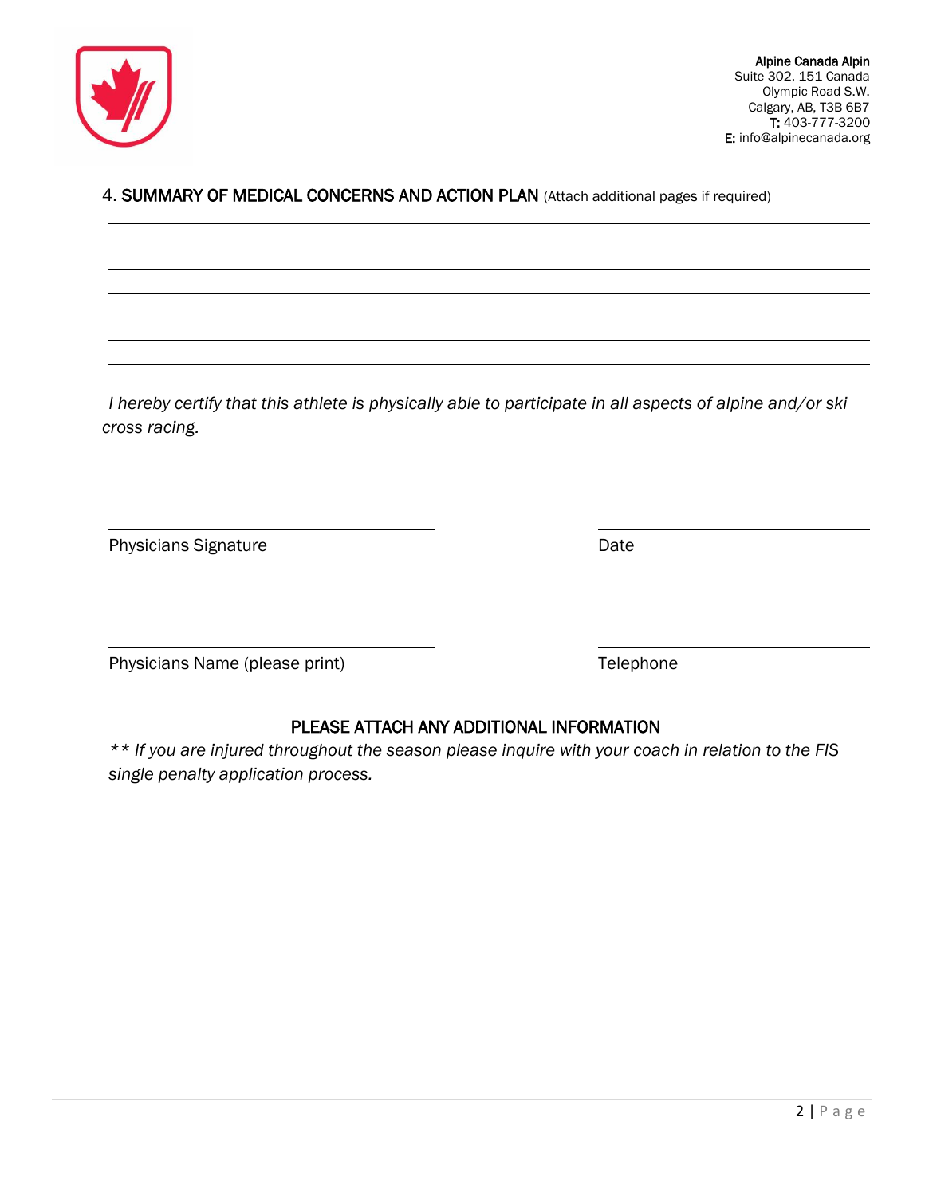Alpine Canada Alpin
Suite 302, 151 Canada
Olympic Road S.W.
Calgary, AB, T3B 6B7
T: 403-777-3200
E: info@alpinecanada.org

4. **SUMMARY OF MEDICAL CONCERNS AND ACTION PLAN** (Attach additional pages if required)

\_\_\_\_\_\_\_\_\_\_\_\_\_\_\_\_\_\_\_\_\_\_\_\_\_\_\_\_\_\_\_\_\_\_\_\_\_\_\_\_\_\_\_\_\_\_\_\_\_\_\_\_\_\_\_\_\_\_\_\_

\_\_\_\_\_\_\_\_\_\_\_\_\_\_\_\_\_\_\_\_\_\_\_\_\_\_\_\_\_\_\_\_\_\_\_\_\_\_\_\_\_\_\_\_\_\_\_\_\_\_\_\_\_\_\_\_\_\_\_\_

\_\_\_\_\_\_\_\_\_\_\_\_\_\_\_\_\_\_\_\_\_\_\_\_\_\_\_\_\_\_\_\_\_\_\_\_\_\_\_\_\_\_\_\_\_\_\_\_\_\_\_\_\_\_\_\_\_\_\_\_

\_\_\_\_\_\_\_\_\_\_\_\_\_\_\_\_\_\_\_\_\_\_\_\_\_\_\_\_\_\_\_\_\_\_\_\_\_\_\_\_\_\_\_\_\_\_\_\_\_\_\_\_\_\_\_\_\_\_\_\_

\_\_\_\_\_\_\_\_\_\_\_\_\_\_\_\_\_\_\_\_\_\_\_\_\_\_\_\_\_\_\_\_\_\_\_\_\_\_\_\_\_\_\_\_\_\_\_\_\_\_\_\_\_\_\_\_\_\_\_\_

\_\_\_\_\_\_\_\_\_\_\_\_\_\_\_\_\_\_\_\_\_\_\_\_\_\_\_\_\_\_\_\_\_\_\_\_\_\_\_\_\_\_\_\_\_\_\_\_\_\_\_\_\_\_\_\_\_\_\_\_

*I hereby certify that this athlete is physically able to participate in all aspects of alpine and/or ski cross racing.*

\_\_\_\_\_\_\_\_\_\_\_\_\_\_\_\_\_\_\_\_\_\_\_\_\_\_\_\_\_\_
Physicians Signature

\_\_\_\_\_\_\_\_\_\_\_\_\_\_\_\_\_\_\_\_\_\_\_\_\_\_\_\_\_\_
Date

\_\_\_\_\_\_\_\_\_\_\_\_\_\_\_\_\_\_\_\_\_\_\_\_\_\_\_\_\_\_
Physicians Name (please print)

\_\_\_\_\_\_\_\_\_\_\_\_\_\_\_\_\_\_\_\_\_\_\_\_\_\_\_\_\_\_
Telephone

PLEASE ATTACH ANY ADDITIONAL INFORMATION

*** If you are injured throughout the season please inquire with your coach in relation to the FIS single penalty application process.*